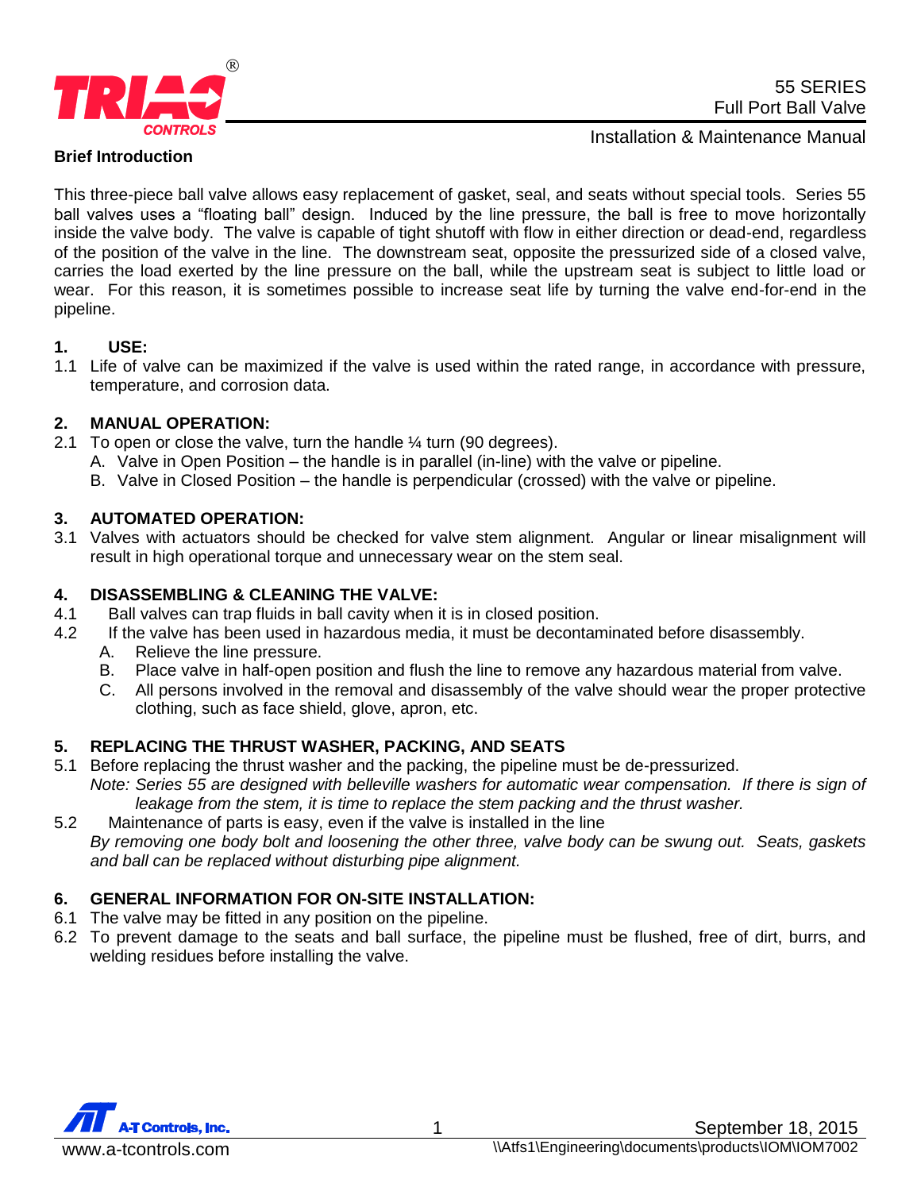# 55 SERIES
## Full Port Ball Valve
### Installation & Maintenance Manual

**Brief Introduction**

This three-piece ball valve allows easy replacement of gasket, seal, and seats without special tools. Series 55 ball valves uses a "floating ball" design. Induced by the line pressure, the ball is free to move horizontally inside the valve body. The valve is capable of tight shutoff with flow in either direction or dead-end, regardless of the position of the valve in the line. The downstream seat, opposite the pressurized side of a closed valve, carries the load exerted by the line pressure on the ball, while the upstream seat is subject to little load or wear. For this reason, it is sometimes possible to increase seat life by turning the valve end-for-end in the pipeline.

**1. USE:**

1.1 Life of valve can be maximized if the valve is used within the rated range, in accordance with pressure, temperature, and corrosion data.

**2. MANUAL OPERATION:**

2.1 To open or close the valve, turn the handle ¼ turn (90 degrees).
  - A. Valve in Open Position – the handle is in parallel (in-line) with the valve or pipeline.
  - B. Valve in Closed Position – the handle is perpendicular (crossed) with the valve or pipeline.

**3. AUTOMATED OPERATION:**

3.1 Valves with actuators should be checked for valve stem alignment. Angular or linear misalignment will result in high operational torque and unnecessary wear on the stem seal.

**4. DISASSEMBLING & CLEANING THE VALVE:**

4.1 Ball valves can trap fluids in ball cavity when it is in closed position.

4.2 If the valve has been used in hazardous media, it must be decontaminated before disassembly.
  - A. Relieve the line pressure.
  - B. Place valve in half-open position and flush the line to remove any hazardous material from valve.
  - C. All persons involved in the removal and disassembly of the valve should wear the proper protective clothing, such as face shield, glove, apron, etc.

**5. REPLACING THE THRUST WASHER, PACKING, AND SEATS**

5.1 Before replacing the thrust washer and the packing, the pipeline must be de-pressurized.
*Note: Series 55 are designed with belleville washers for automatic wear compensation. If there is sign of leakage from the stem, it is time to replace the stem packing and the thrust washer.*

5.2 Maintenance of parts is easy, even if the valve is installed in the line
*By removing one body bolt and loosening the other three, valve body can be swung out. Seats, gaskets and ball can be replaced without disturbing pipe alignment.*

**6. GENERAL INFORMATION FOR ON-SITE INSTALLATION:**

6.1 The valve may be fitted in any position on the pipeline.

6.2 To prevent damage to the seats and ball surface, the pipeline must be flushed, free of dirt, burrs, and welding residues before installing the valve.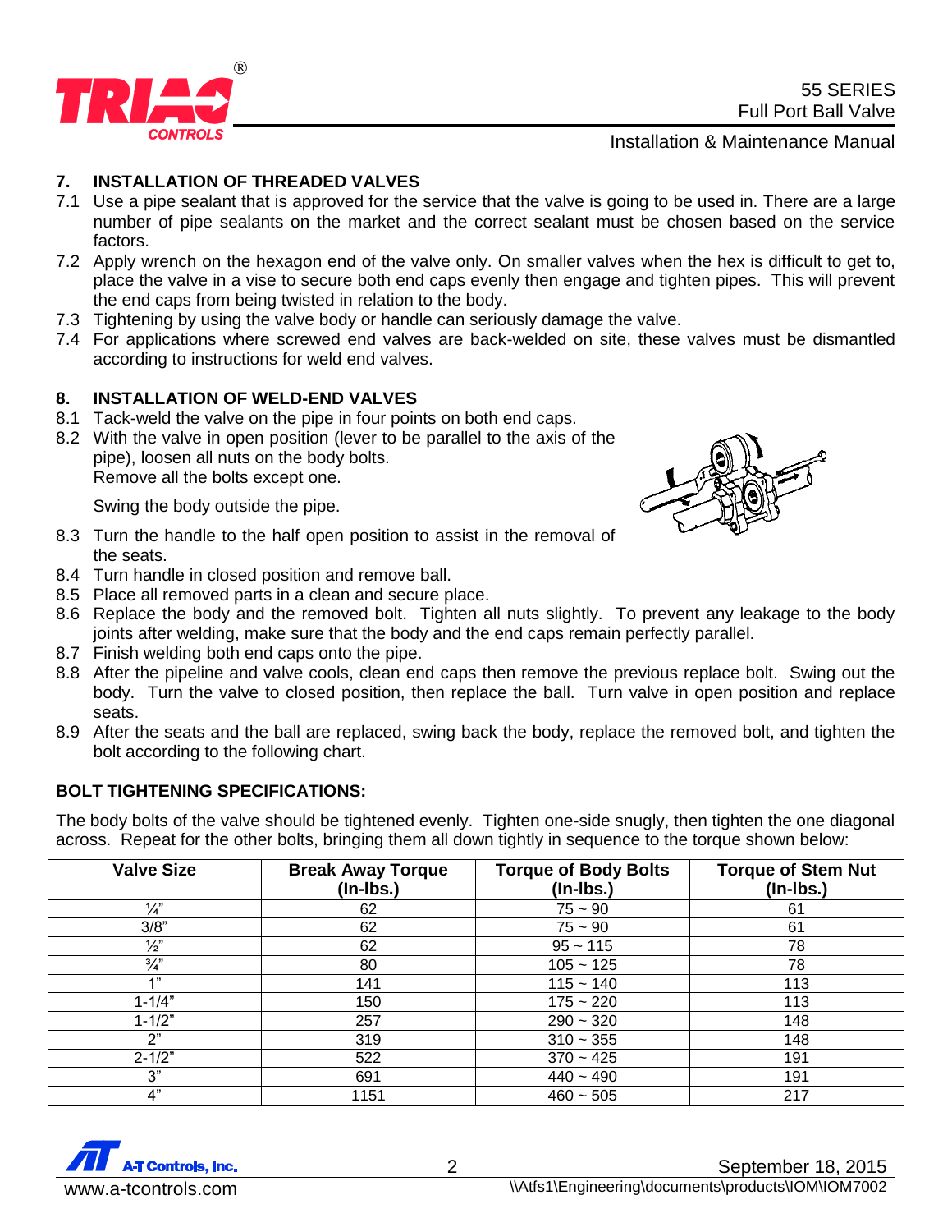## 7. INSTALLATION OF THREADED VALVES

7.1 Use a pipe sealant that is approved for the service that the valve is going to be used in. There are a large number of pipe sealants on the market and the correct sealant must be chosen based on the service factors.

7.2 Apply wrench on the hexagon end of the valve only. On smaller valves when the hex is difficult to get to, place the valve in a vise to secure both end caps evenly then engage and tighten pipes. This will prevent the end caps from being twisted in relation to the body.

7.3 Tightening by using the valve body or handle can seriously damage the valve.

7.4 For applications where screwed end valves are back-welded on site, these valves must be dismantled according to instructions for weld end valves.

## 8. INSTALLATION OF WELD-END VALVES

8.1 Tack-weld the valve on the pipe in four points on both end caps.

8.2 With the valve in open position (lever to be parallel to the axis of the pipe), loosen all nuts on the body bolts.
Remove all the bolts except one.

Swing the body outside the pipe.

8.3 Turn the handle to the half open position to assist in the removal of the seats.

8.4 Turn handle in closed position and remove ball.

8.5 Place all removed parts in a clean and secure place.

8.6 Replace the body and the removed bolt. Tighten all nuts slightly. To prevent any leakage to the body joints after welding, make sure that the body and the end caps remain perfectly parallel.

8.7 Finish welding both end caps onto the pipe.

8.8 After the pipeline and valve cools, clean end caps then remove the previous replace bolt. Swing out the body. Turn the valve to closed position, then replace the ball. Turn valve in open position and replace seats.

8.9 After the seats and the ball are replaced, swing back the body, replace the removed bolt, and tighten the bolt according to the following chart.

### BOLT TIGHTENING SPECIFICATIONS:

The body bolts of the valve should be tightened evenly. Tighten one-side snugly, then tighten the one diagonal across. Repeat for the other bolts, bringing them all down tightly in sequence to the torque shown below:

| Valve Size | Break Away Torque (In-lbs.) | Torque of Body Bolts (In-lbs.) | Torque of Stem Nut (In-lbs.) |
|---|---|---|---|
| ¼" | 62 | 75 ~ 90 | 61 |
| 3/8" | 62 | 75 ~ 90 | 61 |
| ½" | 62 | 95 ~ 115 | 78 |
| ¾" | 80 | 105 ~ 125 | 78 |
| 1" | 141 | 115 ~ 140 | 113 |
| 1-1/4" | 150 | 175 ~ 220 | 113 |
| 1-1/2" | 257 | 290 ~ 320 | 148 |
| 2" | 319 | 310 ~ 355 | 148 |
| 2-1/2" | 522 | 370 ~ 425 | 191 |
| 3" | 691 | 440 ~ 490 | 191 |
| 4" | 1151 | 460 ~ 505 | 217 |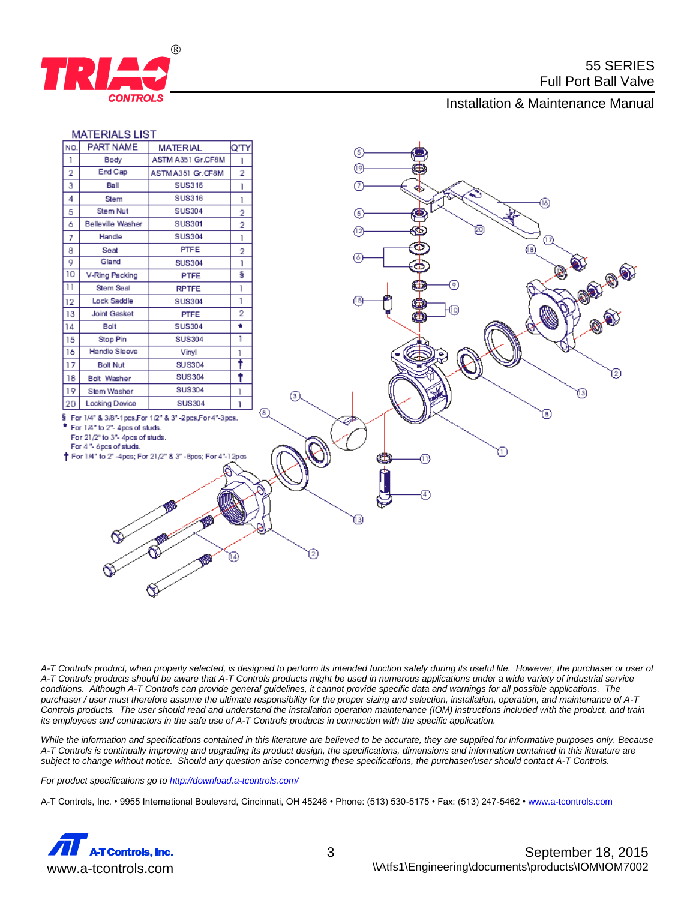# 55 SERIES
## Full Port Ball Valve
### Installation & Maintenance Manual

**MATERIALS LIST**

| NO. | PART NAME | MATERIAL | Q'TY |
|---|---|---|---|
| 1 | Body | ASTM A351 Gr.CF8M | 1 |
| 2 | End Cap | ASTM A351 Gr.CF8M | 2 |
| 3 | Ball | SUS316 | 1 |
| 4 | Stem | SUS316 | 1 |
| 5 | Stem Nut | SUS304 | 2 |
| 6 | Belleville Washer | SUS301 | 2 |
| 7 | Handle | SUS304 | 1 |
| 8 | Seat | PTFE | 2 |
| 9 | Gland | SUS304 | 1 |
| 10 | V-Ring Packing | PTFE | § |
| 11 | Stem Seal | RPTFE | 1 |
| 12 | Lock Saddle | SUS304 | 1 |
| 13 | Joint Gasket | PTFE | 2 |
| 14 | Bolt | SUS304 | * |
| 15 | Stop Pin | SUS304 | 1 |
| 16 | Handle Sleeve | Vinyl | 1 |
| 17 | Bolt Nut | SUS304 | † |
| 18 | Bolt Washer | SUS304 | † |
| 19 | Stem Washer | SUS304 | 1 |
| 20 | Locking Device | SUS304 | 1 |

§ For 1/4" & 3/8"-1pcs,For 1/2" & 3" -2pcs,For 4"-3pcs.

* For 1/4" to 2"- 4pcs of studs.
For 2 1/2" to 3"- 4pcs of studs.
For 4 "- 6pcs of studs.

† For 1/4" to 2" -4pcs; For 2 1/2" & 3" -8pcs; For 4"-12pcs

*A-T Controls product, when properly selected, is designed to perform its intended function safely during its useful life. However, the purchaser or user of A-T Controls products should be aware that A-T Controls products might be used in numerous applications under a wide variety of industrial service conditions. Although A-T Controls can provide general guidelines, it cannot provide specific data and warnings for all possible applications. The purchaser / user must therefore assume the ultimate responsibility for the proper sizing and selection, installation, operation, and maintenance of A-T Controls products. The user should read and understand the installation operation maintenance (IOM) instructions included with the product, and train its employees and contractors in the safe use of A-T Controls products in connection with the specific application.*

*While the information and specifications contained in this literature are believed to be accurate, they are supplied for informative purposes only. Because A-T Controls is continually improving and upgrading its product design, the specifications, dimensions and information contained in this literature are subject to change without notice. Should any question arise concerning these specifications, the purchaser/user should contact A-T Controls.*

*For product specifications go to [http://download.a-tcontrols.com/](http://download.a-tcontrols.com/)*

A-T Controls, Inc. • 9955 International Boulevard, Cincinnati, OH 45246 • Phone: (513) 530-5175 • Fax: (513) 247-5462 • [www.a-tcontrols.com](http://www.a-tcontrols.com)